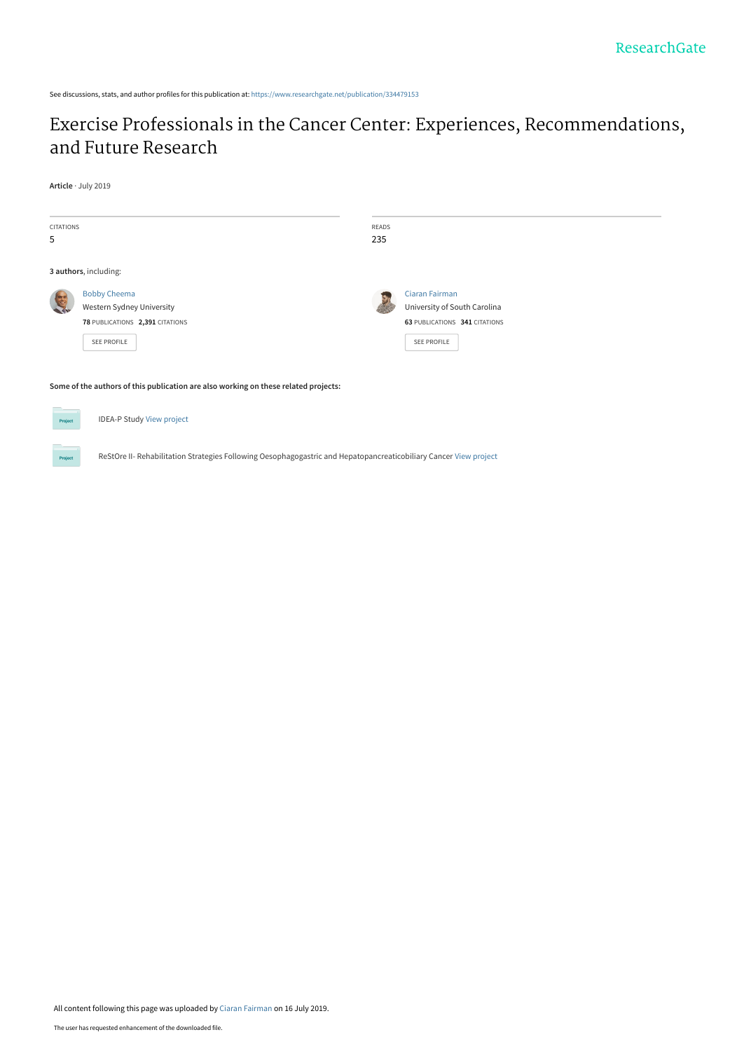See discussions, stats, and author profiles for this publication at: https://www.researchgate.net/publication/334479153

# Exercise Professionals in the Cancer Center: Experiences, Recommendations, and Future Research

**Article** · July 2019

| CITATIONS | READS |
| --- | --- |
| 5 | 235 |

**3 authors**, including:

Bobby Cheema
Western Sydney University
**78** PUBLICATIONS **2,391** CITATIONS
SEE PROFILE

Ciaran Fairman
University of South Carolina
**63** PUBLICATIONS **341** CITATIONS
SEE PROFILE

**Some of the authors of this publication are also working on these related projects:**

IDEA-P Study View project

ReStOre II- Rehabilitation Strategies Following Oesophagogastric and Hepatopancreaticobiliary Cancer View project

All content following this page was uploaded by Ciaran Fairman on 16 July 2019.

The user has requested enhancement of the downloaded file.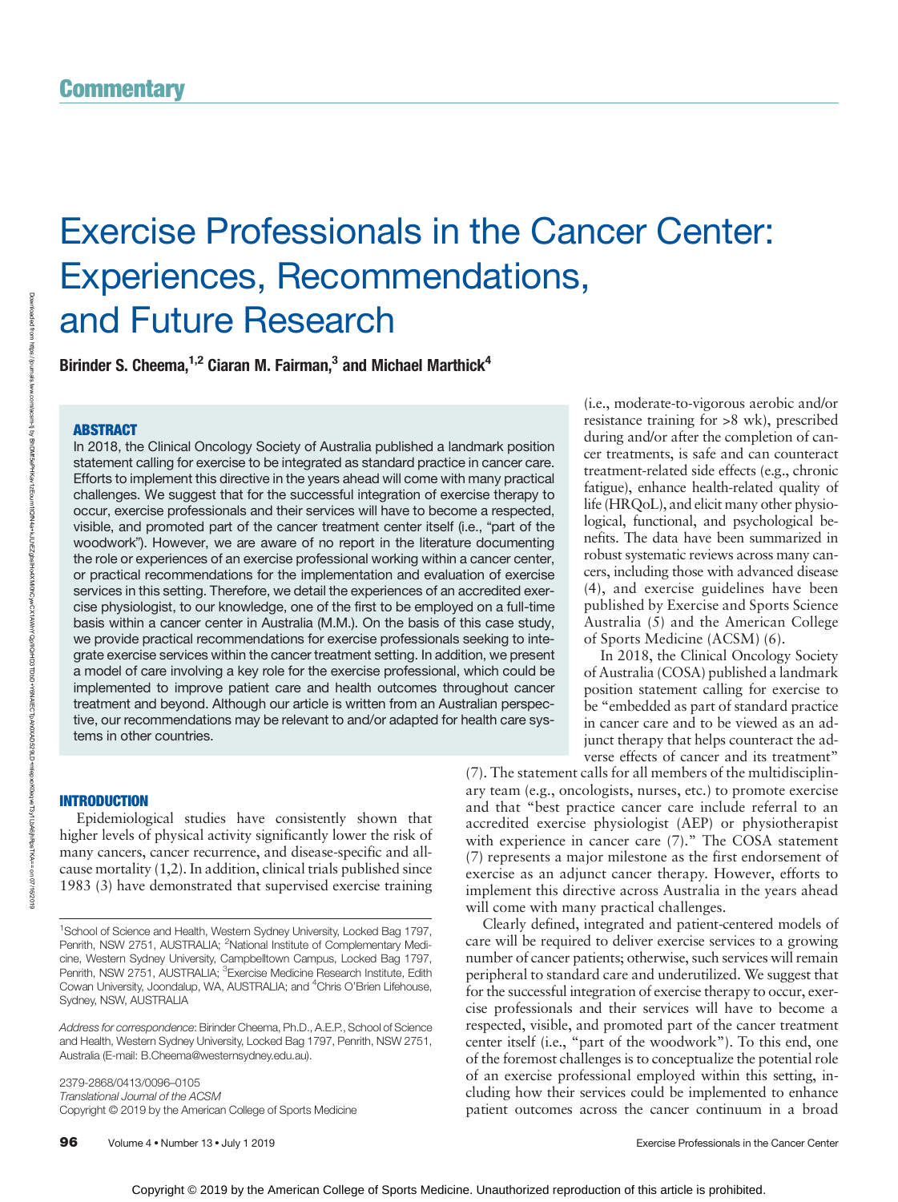Commentary

# Exercise Professionals in the Cancer Center: Experiences, Recommendations, and Future Research

**Birinder S. Cheema,[1,2] Ciaran M. Fairman,[3] and Michael Marthick[4]**

## ABSTRACT

In 2018, the Clinical Oncology Society of Australia published a landmark position statement calling for exercise to be integrated as standard practice in cancer care. Efforts to implement this directive in the years ahead will come with many practical challenges. We suggest that for the successful integration of exercise therapy to occur, exercise professionals and their services will have to become a respected, visible, and promoted part of the cancer treatment center itself (i.e., "part of the woodwork"). However, we are aware of no report in the literature documenting the role or experiences of an exercise professional working within a cancer center, or practical recommendations for the implementation and evaluation of exercise services in this setting. Therefore, we detail the experiences of an accredited exercise physiologist, to our knowledge, one of the first to be employed on a full-time basis within a cancer center in Australia (M.M.). On the basis of this case study, we provide practical recommendations for exercise professionals seeking to integrate exercise services within the cancer treatment setting. In addition, we present a model of care involving a key role for the exercise professional, which could be implemented to improve patient care and health outcomes throughout cancer treatment and beyond. Although our article is written from an Australian perspective, our recommendations may be relevant to and/or adapted for health care systems in other countries.

## INTRODUCTION

Epidemiological studies have consistently shown that higher levels of physical activity significantly lower the risk of many cancers, cancer recurrence, and disease-specific and all-cause mortality (1,2). In addition, clinical trials published since 1983 (3) have demonstrated that supervised exercise training (i.e., moderate-to-vigorous aerobic and/or resistance training for >8 wk), prescribed during and/or after the completion of cancer treatments, is safe and can counteract treatment-related side effects (e.g., chronic fatigue), enhance health-related quality of life (HRQoL), and elicit many other physiological, functional, and psychological benefits. The data have been summarized in robust systematic reviews across many cancers, including those with advanced disease (4), and exercise guidelines have been published by Exercise and Sports Science Australia (5) and the American College of Sports Medicine (ACSM) (6).

In 2018, the Clinical Oncology Society of Australia (COSA) published a landmark position statement calling for exercise to be "embedded as part of standard practice in cancer care and to be viewed as an adjunct therapy that helps counteract the adverse effects of cancer and its treatment" (7). The statement calls for all members of the multidisciplinary team (e.g., oncologists, nurses, etc.) to promote exercise and that "best practice cancer care include referral to an accredited exercise physiologist (AEP) or physiotherapist with experience in cancer care (7)." The COSA statement (7) represents a major milestone as the first endorsement of exercise as an adjunct cancer therapy. However, efforts to implement this directive across Australia in the years ahead will come with many practical challenges.

Clearly defined, integrated and patient-centered models of care will be required to deliver exercise services to a growing number of cancer patients; otherwise, such services will remain peripheral to standard care and underutilized. We suggest that for the successful integration of exercise therapy to occur, exercise professionals and their services will have to become a respected, visible, and promoted part of the cancer treatment center itself (i.e., "part of the woodwork"). To this end, one of the foremost challenges is to conceptualize the potential role of an exercise professional employed within this setting, including how their services could be implemented to enhance patient outcomes across the cancer continuum in a broad

---

[1]School of Science and Health, Western Sydney University, Locked Bag 1797, Penrith, NSW 2751, AUSTRALIA; [2]National Institute of Complementary Medicine, Western Sydney University, Campbelltown Campus, Locked Bag 1797, Penrith, NSW 2751, AUSTRALIA; [3]Exercise Medicine Research Institute, Edith Cowan University, Joondalup, WA, AUSTRALIA; and [4]Chris O'Brien Lifehouse, Sydney, NSW, AUSTRALIA

*Address for correspondence*: Birinder Cheema, Ph.D., A.E.P., School of Science and Health, Western Sydney University, Locked Bag 1797, Penrith, NSW 2751, Australia (E-mail: B.Cheema@westernsydney.edu.au).

2379-2868/0413/0096–0105
*Translational Journal of the ACSM*
Copyright © 2019 by the American College of Sports Medicine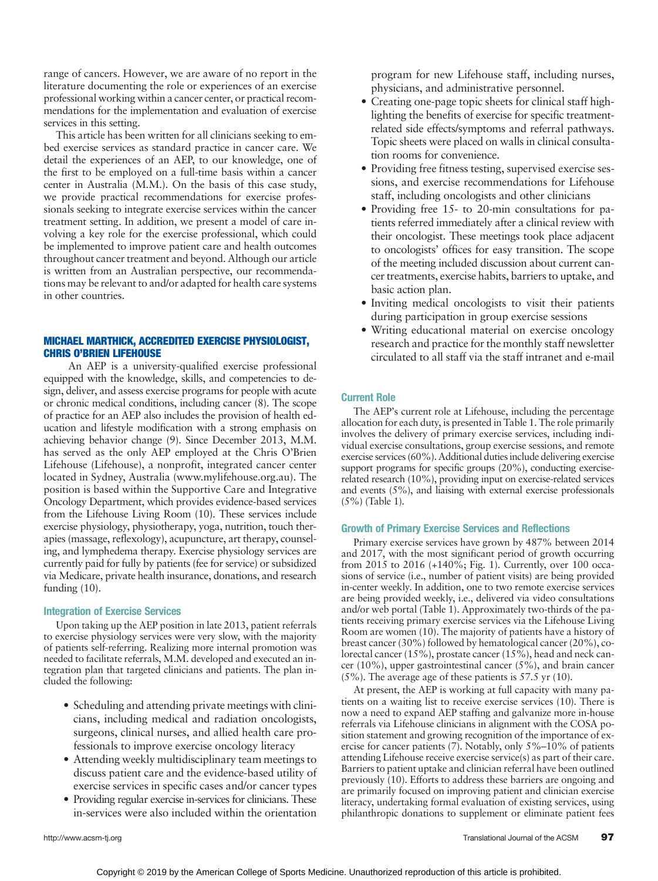range of cancers. However, we are aware of no report in the literature documenting the role or experiences of an exercise professional working within a cancer center, or practical recommendations for the implementation and evaluation of exercise services in this setting.

This article has been written for all clinicians seeking to embed exercise services as standard practice in cancer care. We detail the experiences of an AEP, to our knowledge, one of the first to be employed on a full-time basis within a cancer center in Australia (M.M.). On the basis of this case study, we provide practical recommendations for exercise professionals seeking to integrate exercise services within the cancer treatment setting. In addition, we present a model of care involving a key role for the exercise professional, which could be implemented to improve patient care and health outcomes throughout cancer treatment and beyond. Although our article is written from an Australian perspective, our recommendations may be relevant to and/or adapted for health care systems in other countries.

## MICHAEL MARTHICK, ACCREDITED EXERCISE PHYSIOLOGIST, CHRIS O'BRIEN LIFEHOUSE

An AEP is a university-qualified exercise professional equipped with the knowledge, skills, and competencies to design, deliver, and assess exercise programs for people with acute or chronic medical conditions, including cancer (8). The scope of practice for an AEP also includes the provision of health education and lifestyle modification with a strong emphasis on achieving behavior change (9). Since December 2013, M.M. has served as the only AEP employed at the Chris O'Brien Lifehouse (Lifehouse), a nonprofit, integrated cancer center located in Sydney, Australia (www.mylifehouse.org.au). The position is based within the Supportive Care and Integrative Oncology Department, which provides evidence-based services from the Lifehouse Living Room (10). These services include exercise physiology, physiotherapy, yoga, nutrition, touch therapies (massage, reflexology), acupuncture, art therapy, counseling, and lymphedema therapy. Exercise physiology services are currently paid for fully by patients (fee for service) or subsidized via Medicare, private health insurance, donations, and research funding (10).

### Integration of Exercise Services

Upon taking up the AEP position in late 2013, patient referrals to exercise physiology services were very slow, with the majority of patients self-referring. Realizing more internal promotion was needed to facilitate referrals, M.M. developed and executed an integration plan that targeted clinicians and patients. The plan included the following:

- Scheduling and attending private meetings with clinicians, including medical and radiation oncologists, surgeons, clinical nurses, and allied health care professionals to improve exercise oncology literacy
- Attending weekly multidisciplinary team meetings to discuss patient care and the evidence-based utility of exercise services in specific cases and/or cancer types
- Providing regular exercise in-services for clinicians. These in-services were also included within the orientation program for new Lifehouse staff, including nurses, physicians, and administrative personnel.
- Creating one-page topic sheets for clinical staff highlighting the benefits of exercise for specific treatment-related side effects/symptoms and referral pathways. Topic sheets were placed on walls in clinical consultation rooms for convenience.
- Providing free fitness testing, supervised exercise sessions, and exercise recommendations for Lifehouse staff, including oncologists and other clinicians
- Providing free 15- to 20-min consultations for patients referred immediately after a clinical review with their oncologist. These meetings took place adjacent to oncologists' offices for easy transition. The scope of the meeting included discussion about current cancer treatments, exercise habits, barriers to uptake, and basic action plan.
- Inviting medical oncologists to visit their patients during participation in group exercise sessions
- Writing educational material on exercise oncology research and practice for the monthly staff newsletter circulated to all staff via the staff intranet and e-mail

### Current Role

The AEP's current role at Lifehouse, including the percentage allocation for each duty, is presented in Table 1. The role primarily involves the delivery of primary exercise services, including individual exercise consultations, group exercise sessions, and remote exercise services (60%). Additional duties include delivering exercise support programs for specific groups (20%), conducting exercise-related research (10%), providing input on exercise-related services and events (5%), and liaising with external exercise professionals (5%) (Table 1).

### Growth of Primary Exercise Services and Reflections

Primary exercise services have grown by 487% between 2014 and 2017, with the most significant period of growth occurring from 2015 to 2016 (+140%; Fig. 1). Currently, over 100 occasions of service (i.e., number of patient visits) are being provided in-center weekly. In addition, one to two remote exercise services are being provided weekly, i.e., delivered via video consultations and/or web portal (Table 1). Approximately two-thirds of the patients receiving primary exercise services via the Lifehouse Living Room are women (10). The majority of patients have a history of breast cancer (30%) followed by hematological cancer (20%), colorectal cancer (15%), prostate cancer (15%), head and neck cancer (10%), upper gastrointestinal cancer (5%), and brain cancer (5%). The average age of these patients is 57.5 yr (10).

At present, the AEP is working at full capacity with many patients on a waiting list to receive exercise services (10). There is now a need to expand AEP staffing and galvanize more in-house referrals via Lifehouse clinicians in alignment with the COSA position statement and growing recognition of the importance of exercise for cancer patients (7). Notably, only 5%–10% of patients attending Lifehouse receive exercise service(s) as part of their care. Barriers to patient uptake and clinician referral have been outlined previously (10). Efforts to address these barriers are ongoing and are primarily focused on improving patient and clinician exercise literacy, undertaking formal evaluation of existing services, using philanthropic donations to supplement or eliminate patient fees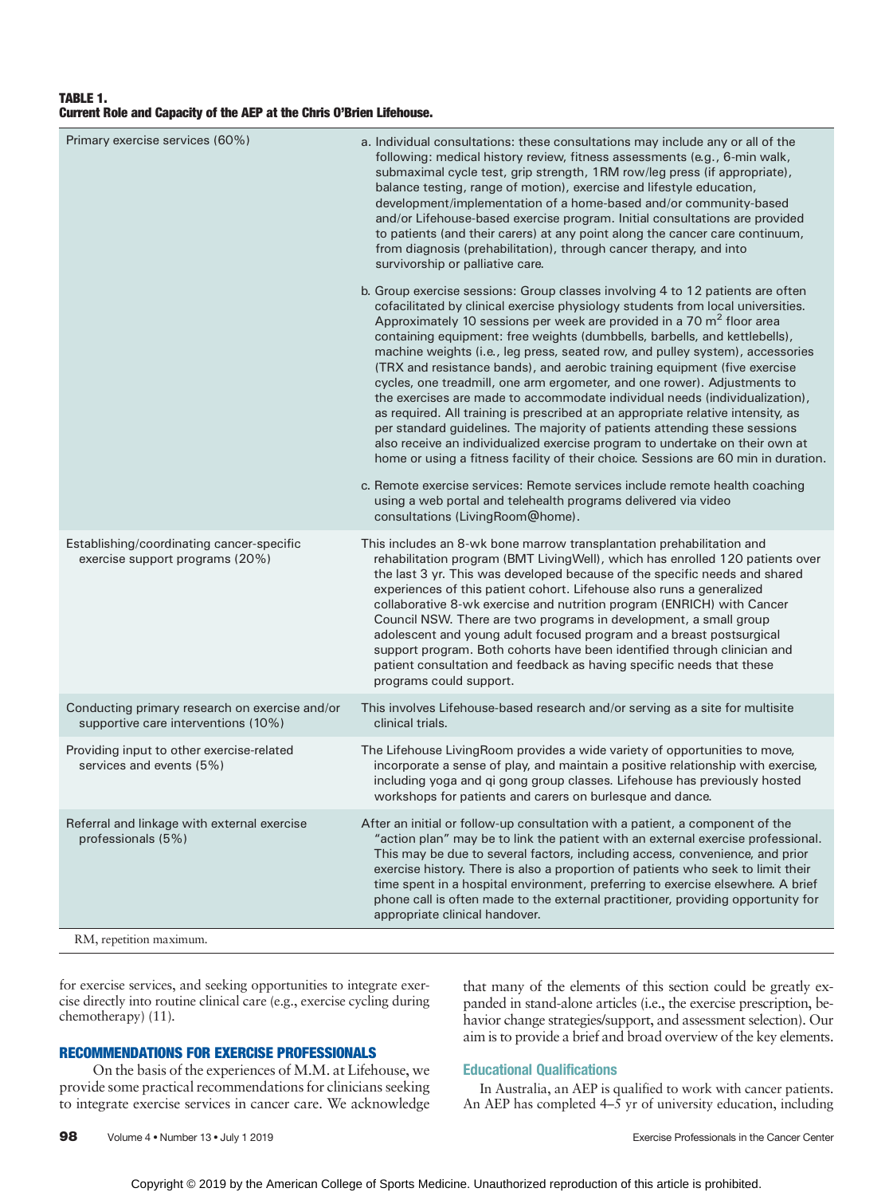**TABLE 1.**
**Current Role and Capacity of the AEP at the Chris O'Brien Lifehouse.**

| | |
|---|---|
| Primary exercise services (60%) | a. Individual consultations: these consultations may include any or all of the following: medical history review, fitness assessments (e.g., 6-min walk, submaximal cycle test, grip strength, 1RM row/leg press (if appropriate), balance testing, range of motion), exercise and lifestyle education, development/implementation of a home-based and/or community-based and/or Lifehouse-based exercise program. Initial consultations are provided to patients (and their carers) at any point along the cancer care continuum, from diagnosis (prehabilitation), through cancer therapy, and into survivorship or palliative care. b. Group exercise sessions: Group classes involving 4 to 12 patients are often cofacilitated by clinical exercise physiology students from local universities. Approximately 10 sessions per week are provided in a 70 $m^2$ floor area containing equipment: free weights (dumbbells, barbells, and kettlebells), machine weights (i.e., leg press, seated row, and pulley system), accessories (TRX and resistance bands), and aerobic training equipment (five exercise cycles, one treadmill, one arm ergometer, and one rower). Adjustments to the exercises are made to accommodate individual needs (individualization), as required. All training is prescribed at an appropriate relative intensity, as per standard guidelines. The majority of patients attending these sessions also receive an individualized exercise program to undertake on their own at home or using a fitness facility of their choice. Sessions are 60 min in duration. c. Remote exercise services: Remote services include remote health coaching using a web portal and telehealth programs delivered via video consultations (LivingRoom@home). |
| Establishing/coordinating cancer-specific exercise support programs (20%) | This includes an 8-wk bone marrow transplantation prehabilitation and rehabilitation program (BMT LivingWell), which has enrolled 120 patients over the last 3 yr. This was developed because of the specific needs and shared experiences of this patient cohort. Lifehouse also runs a generalized collaborative 8-wk exercise and nutrition program (ENRICH) with Cancer Council NSW. There are two programs in development, a small group adolescent and young adult focused program and a breast postsurgical support program. Both cohorts have been identified through clinician and patient consultation and feedback as having specific needs that these programs could support. |
| Conducting primary research on exercise and/or supportive care interventions (10%) | This involves Lifehouse-based research and/or serving as a site for multisite clinical trials. |
| Providing input to other exercise-related services and events (5%) | The Lifehouse LivingRoom provides a wide variety of opportunities to move, incorporate a sense of play, and maintain a positive relationship with exercise, including yoga and qi gong group classes. Lifehouse has previously hosted workshops for patients and carers on burlesque and dance. |
| Referral and linkage with external exercise professionals (5%) | After an initial or follow-up consultation with a patient, a component of the "action plan" may be to link the patient with an external exercise professional. This may be due to several factors, including access, convenience, and prior exercise history. There is also a proportion of patients who seek to limit their time spent in a hospital environment, preferring to exercise elsewhere. A brief phone call is often made to the external practitioner, providing opportunity for appropriate clinical handover. |

RM, repetition maximum.

for exercise services, and seeking opportunities to integrate exercise directly into routine clinical care (e.g., exercise cycling during chemotherapy) (11).

## RECOMMENDATIONS FOR EXERCISE PROFESSIONALS

On the basis of the experiences of M.M. at Lifehouse, we provide some practical recommendations for clinicians seeking to integrate exercise services in cancer care. We acknowledge that many of the elements of this section could be greatly expanded in stand-alone articles (i.e., the exercise prescription, behavior change strategies/support, and assessment selection). Our aim is to provide a brief and broad overview of the key elements.

### Educational Qualifications

In Australia, an AEP is qualified to work with cancer patients. An AEP has completed 4–5 yr of university education, including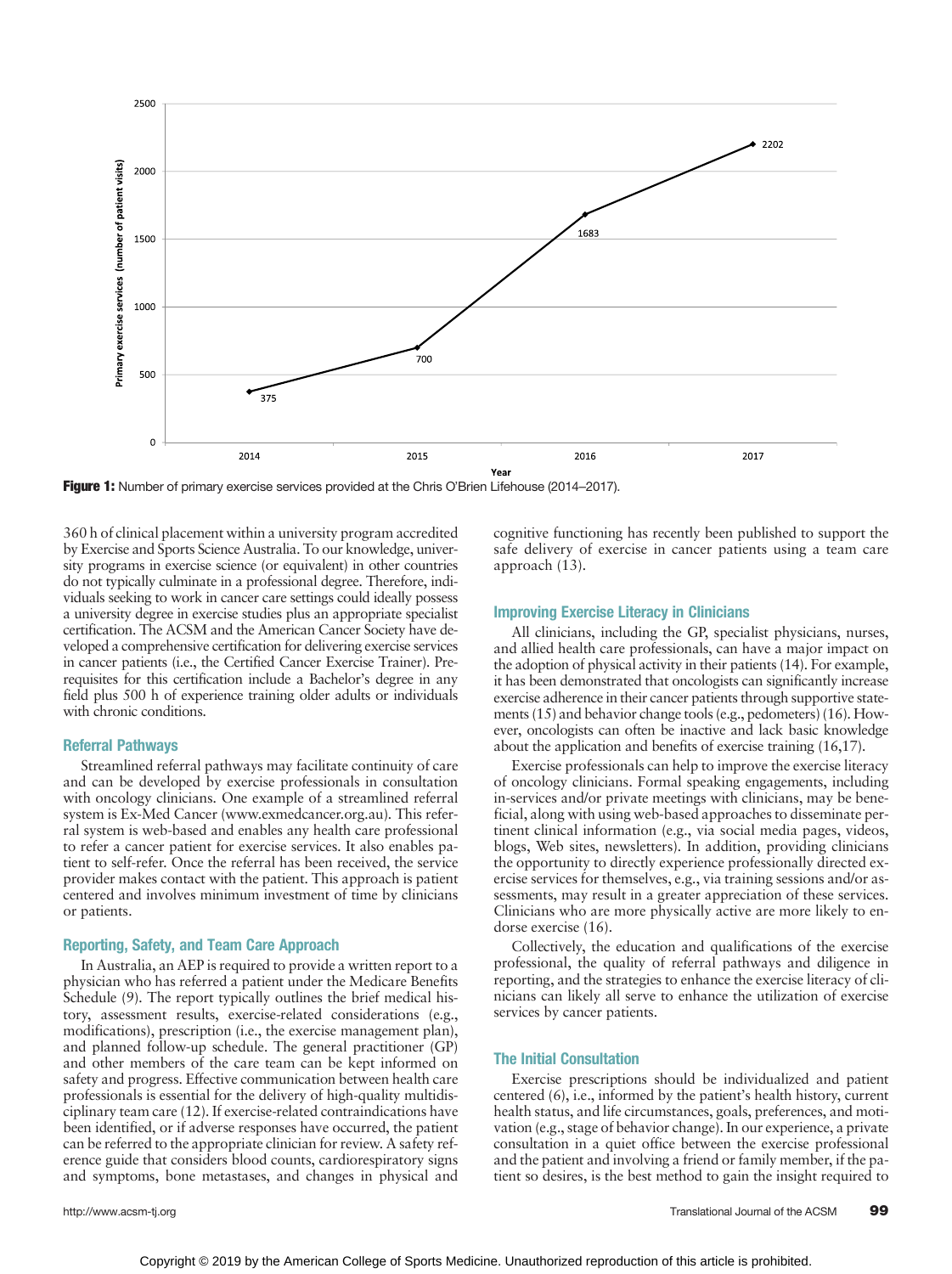**Figure 1:** Number of primary exercise services provided at the Chris O'Brien Lifehouse (2014–2017).

360 h of clinical placement within a university program accredited by Exercise and Sports Science Australia. To our knowledge, university programs in exercise science (or equivalent) in other countries do not typically culminate in a professional degree. Therefore, individuals seeking to work in cancer care settings could ideally possess a university degree in exercise studies plus an appropriate specialist certification. The ACSM and the American Cancer Society have developed a comprehensive certification for delivering exercise services in cancer patients (i.e., the Certified Cancer Exercise Trainer). Prerequisites for this certification include a Bachelor's degree in any field plus 500 h of experience training older adults or individuals with chronic conditions.

### Referral Pathways

Streamlined referral pathways may facilitate continuity of care and can be developed by exercise professionals in consultation with oncology clinicians. One example of a streamlined referral system is Ex-Med Cancer (www.exmedcancer.org.au). This referral system is web-based and enables any health care professional to refer a cancer patient for exercise services. It also enables patient to self-refer. Once the referral has been received, the service provider makes contact with the patient. This approach is patient centered and involves minimum investment of time by clinicians or patients.

### Reporting, Safety, and Team Care Approach

In Australia, an AEP is required to provide a written report to a physician who has referred a patient under the Medicare Benefits Schedule (9). The report typically outlines the brief medical history, assessment results, exercise-related considerations (e.g., modifications), prescription (i.e., the exercise management plan), and planned follow-up schedule. The general practitioner (GP) and other members of the care team can be kept informed on safety and progress. Effective communication between health care professionals is essential for the delivery of high-quality multidisciplinary team care (12). If exercise-related contraindications have been identified, or if adverse responses have occurred, the patient can be referred to the appropriate clinician for review. A safety reference guide that considers blood counts, cardiorespiratory signs and symptoms, bone metastases, and changes in physical and cognitive functioning has recently been published to support the safe delivery of exercise in cancer patients using a team care approach (13).

### Improving Exercise Literacy in Clinicians

All clinicians, including the GP, specialist physicians, nurses, and allied health care professionals, can have a major impact on the adoption of physical activity in their patients (14). For example, it has been demonstrated that oncologists can significantly increase exercise adherence in their cancer patients through supportive statements (15) and behavior change tools (e.g., pedometers) (16). However, oncologists can often be inactive and lack basic knowledge about the application and benefits of exercise training (16,17).

Exercise professionals can help to improve the exercise literacy of oncology clinicians. Formal speaking engagements, including in-services and/or private meetings with clinicians, may be beneficial, along with using web-based approaches to disseminate pertinent clinical information (e.g., via social media pages, videos, blogs, Web sites, newsletters). In addition, providing clinicians the opportunity to directly experience professionally directed exercise services for themselves, e.g., via training sessions and/or assessments, may result in a greater appreciation of these services. Clinicians who are more physically active are more likely to endorse exercise (16).

Collectively, the education and qualifications of the exercise professional, the quality of referral pathways and diligence in reporting, and the strategies to enhance the exercise literacy of clinicians can likely all serve to enhance the utilization of exercise services by cancer patients.

## The Initial Consultation

Exercise prescriptions should be individualized and patient centered (6), i.e., informed by the patient's health history, current health status, and life circumstances, goals, preferences, and motivation (e.g., stage of behavior change). In our experience, a private consultation in a quiet office between the exercise professional and the patient and involving a friend or family member, if the patient so desires, is the best method to gain the insight required to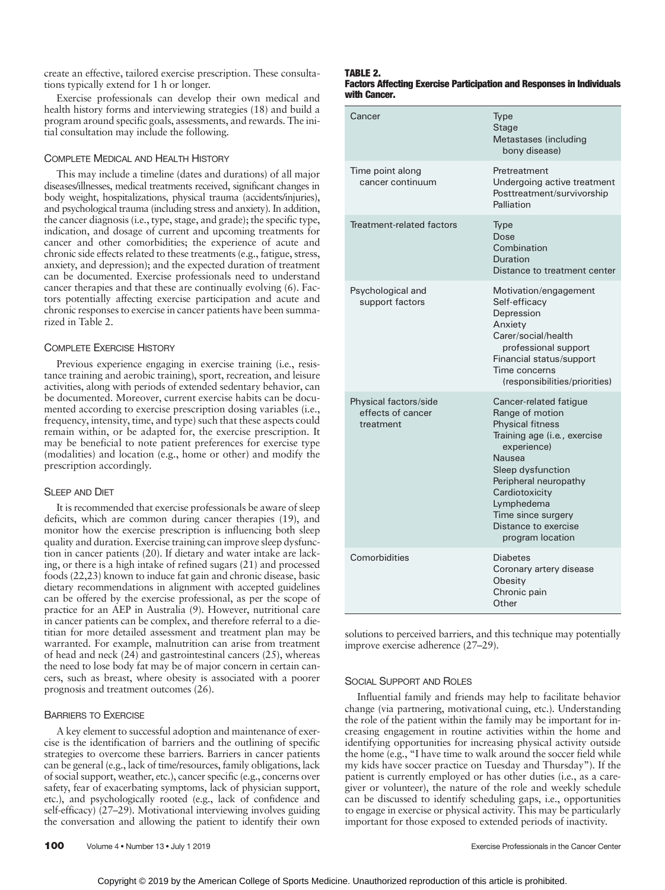create an effective, tailored exercise prescription. These consultations typically extend for 1 h or longer.

Exercise professionals can develop their own medical and health history forms and interviewing strategies (18) and build a program around specific goals, assessments, and rewards. The initial consultation may include the following.

### Complete Medical and Health History

This may include a timeline (dates and durations) of all major diseases/illnesses, medical treatments received, significant changes in body weight, hospitalizations, physical trauma (accidents/injuries), and psychological trauma (including stress and anxiety). In addition, the cancer diagnosis (i.e., type, stage, and grade); the specific type, indication, and dosage of current and upcoming treatments for cancer and other comorbidities; the experience of acute and chronic side effects related to these treatments (e.g., fatigue, stress, anxiety, and depression); and the expected duration of treatment can be documented. Exercise professionals need to understand cancer therapies and that these are continually evolving (6). Factors potentially affecting exercise participation and acute and chronic responses to exercise in cancer patients have been summarized in Table 2.

### Complete Exercise History

Previous experience engaging in exercise training (i.e., resistance training and aerobic training), sport, recreation, and leisure activities, along with periods of extended sedentary behavior, can be documented. Moreover, current exercise habits can be documented according to exercise prescription dosing variables (i.e., frequency, intensity, time, and type) such that these aspects could remain within, or be adapted for, the exercise prescription. It may be beneficial to note patient preferences for exercise type (modalities) and location (e.g., home or other) and modify the prescription accordingly.

### Sleep and Diet

It is recommended that exercise professionals be aware of sleep deficits, which are common during cancer therapies (19), and monitor how the exercise prescription is influencing both sleep quality and duration. Exercise training can improve sleep dysfunction in cancer patients (20). If dietary and water intake are lacking, or there is a high intake of refined sugars (21) and processed foods (22,23) known to induce fat gain and chronic disease, basic dietary recommendations in alignment with accepted guidelines can be offered by the exercise professional, as per the scope of practice for an AEP in Australia (9). However, nutritional care in cancer patients can be complex, and therefore referral to a dietitian for more detailed assessment and treatment plan may be warranted. For example, malnutrition can arise from treatment of head and neck (24) and gastrointestinal cancers (25), whereas the need to lose body fat may be of major concern in certain cancers, such as breast, where obesity is associated with a poorer prognosis and treatment outcomes (26).

### Barriers to Exercise

A key element to successful adoption and maintenance of exercise is the identification of barriers and the outlining of specific strategies to overcome these barriers. Barriers in cancer patients can be general (e.g., lack of time/resources, family obligations, lack of social support, weather, etc.), cancer specific (e.g., concerns over safety, fear of exacerbating symptoms, lack of physician support, etc.), and psychologically rooted (e.g., lack of confidence and self-efficacy) (27–29). Motivational interviewing involves guiding the conversation and allowing the patient to identify their own solutions to perceived barriers, and this technique may potentially improve exercise adherence (27–29).

**TABLE 2.**
**Factors Affecting Exercise Participation and Responses in Individuals with Cancer.**

| Factor | Details |
|---|---|
| Cancer | Type<br>Stage<br>Metastases (including bony disease) |
| Time point along cancer continuum | Pretreatment<br>Undergoing active treatment<br>Posttreatment/survivorship<br>Palliation |
| Treatment-related factors | Type<br>Dose<br>Combination<br>Duration<br>Distance to treatment center |
| Psychological and support factors | Motivation/engagement<br>Self-efficacy<br>Depression<br>Anxiety<br>Carer/social/health professional support<br>Financial status/support<br>Time concerns (responsibilities/priorities) |
| Physical factors/side effects of cancer treatment | Cancer-related fatigue<br>Range of motion<br>Physical fitness<br>Training age (*i.e.*, exercise experience)<br>Nausea<br>Sleep dysfunction<br>Peripheral neuropathy<br>Cardiotoxicity<br>Lymphedema<br>Time since surgery<br>Distance to exercise program location |
| Comorbidities | Diabetes<br>Coronary artery disease<br>Obesity<br>Chronic pain<br>Other |

### Social Support and Roles

Influential family and friends may help to facilitate behavior change (via partnering, motivational cuing, etc.). Understanding the role of the patient within the family may be important for increasing engagement in routine activities within the home and identifying opportunities for increasing physical activity outside the home (e.g., "I have time to walk around the soccer field while my kids have soccer practice on Tuesday and Thursday"). If the patient is currently employed or has other duties (i.e., as a caregiver or volunteer), the nature of the role and weekly schedule can be discussed to identify scheduling gaps, i.e., opportunities to engage in exercise or physical activity. This may be particularly important for those exposed to extended periods of inactivity.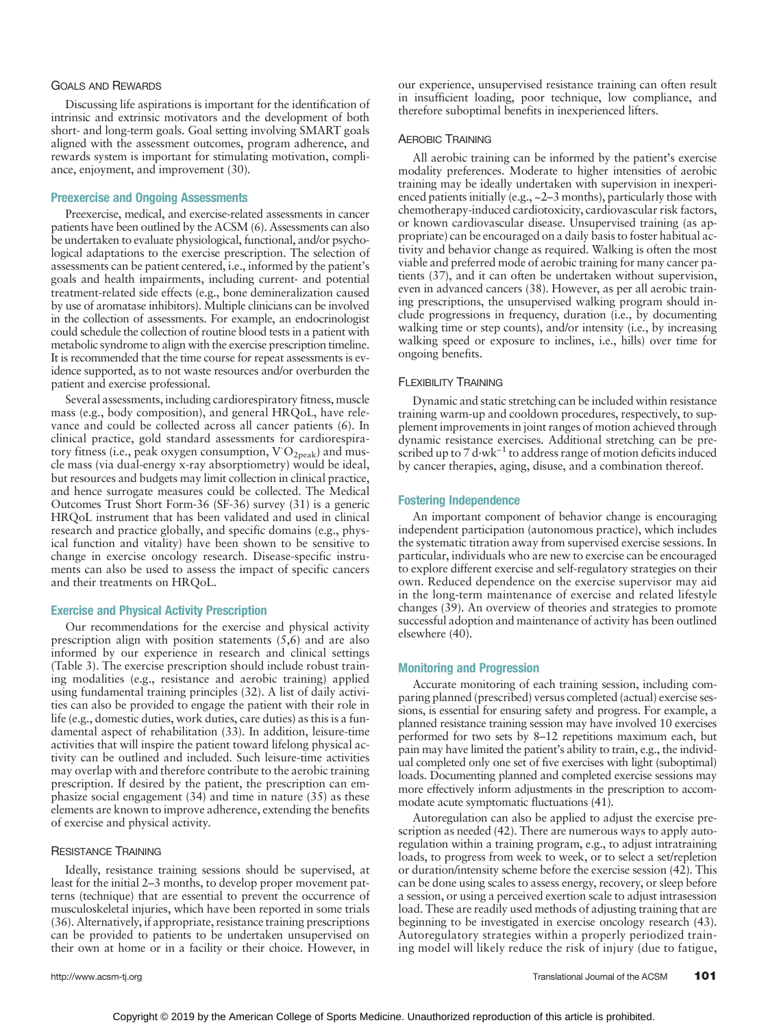### Goals and Rewards

Discussing life aspirations is important for the identification of intrinsic and extrinsic motivators and the development of both short- and long-term goals. Goal setting involving SMART goals aligned with the assessment outcomes, program adherence, and rewards system is important for stimulating motivation, compliance, enjoyment, and improvement (30).

## Preexercise and Ongoing Assessments

Preexercise, medical, and exercise-related assessments in cancer patients have been outlined by the ACSM (6). Assessments can also be undertaken to evaluate physiological, functional, and/or psychological adaptations to the exercise prescription. The selection of assessments can be patient centered, i.e., informed by the patient's goals and health impairments, including current- and potential treatment-related side effects (e.g., bone demineralization caused by use of aromatase inhibitors). Multiple clinicians can be involved in the collection of assessments. For example, an endocrinologist could schedule the collection of routine blood tests in a patient with metabolic syndrome to align with the exercise prescription timeline. It is recommended that the time course for repeat assessments is evidence supported, as to not waste resources and/or overburden the patient and exercise professional.

Several assessments, including cardiorespiratory fitness, muscle mass (e.g., body composition), and general HRQoL, have relevance and could be collected across all cancer patients (6). In clinical practice, gold standard assessments for cardiorespiratory fitness (i.e., peak oxygen consumption, $\dot{V}O_{2peak}$) and muscle mass (via dual-energy x-ray absorptiometry) would be ideal, but resources and budgets may limit collection in clinical practice, and hence surrogate measures could be collected. The Medical Outcomes Trust Short Form-36 (SF-36) survey (31) is a generic HRQoL instrument that has been validated and used in clinical research and practice globally, and specific domains (e.g., physical function and vitality) have been shown to be sensitive to change in exercise oncology research. Disease-specific instruments can also be used to assess the impact of specific cancers and their treatments on HRQoL.

## Exercise and Physical Activity Prescription

Our recommendations for the exercise and physical activity prescription align with position statements (5,6) and are also informed by our experience in research and clinical settings (Table 3). The exercise prescription should include robust training modalities (e.g., resistance and aerobic training) applied using fundamental training principles (32). A list of daily activities can also be provided to engage the patient with their role in life (e.g., domestic duties, work duties, care duties) as this is a fundamental aspect of rehabilitation (33). In addition, leisure-time activities that will inspire the patient toward lifelong physical activity can be outlined and included. Such leisure-time activities may overlap with and therefore contribute to the aerobic training prescription. If desired by the patient, the prescription can emphasize social engagement (34) and time in nature (35) as these elements are known to improve adherence, extending the benefits of exercise and physical activity.

### Resistance Training

Ideally, resistance training sessions should be supervised, at least for the initial 2–3 months, to develop proper movement patterns (technique) that are essential to prevent the occurrence of musculoskeletal injuries, which have been reported in some trials (36). Alternatively, if appropriate, resistance training prescriptions can be provided to patients to be undertaken unsupervised on their own at home or in a facility or their choice. However, in our experience, unsupervised resistance training can often result in insufficient loading, poor technique, low compliance, and therefore suboptimal benefits in inexperienced lifters.

### Aerobic Training

All aerobic training can be informed by the patient's exercise modality preferences. Moderate to higher intensities of aerobic training may be ideally undertaken with supervision in inexperienced patients initially (e.g., ~2–3 months), particularly those with chemotherapy-induced cardiotoxicity, cardiovascular risk factors, or known cardiovascular disease. Unsupervised training (as appropriate) can be encouraged on a daily basis to foster habitual activity and behavior change as required. Walking is often the most viable and preferred mode of aerobic training for many cancer patients (37), and it can often be undertaken without supervision, even in advanced cancers (38). However, as per all aerobic training prescriptions, the unsupervised walking program should include progressions in frequency, duration (i.e., by documenting walking time or step counts), and/or intensity (i.e., by increasing walking speed or exposure to inclines, i.e., hills) over time for ongoing benefits.

### Flexibility Training

Dynamic and static stretching can be included within resistance training warm-up and cooldown procedures, respectively, to supplement improvements in joint ranges of motion achieved through dynamic resistance exercises. Additional stretching can be prescribed up to 7 $d \cdot wk^{-1}$ to address range of motion deficits induced by cancer therapies, aging, disuse, and a combination thereof.

## Fostering Independence

An important component of behavior change is encouraging independent participation (autonomous practice), which includes the systematic titration away from supervised exercise sessions. In particular, individuals who are new to exercise can be encouraged to explore different exercise and self-regulatory strategies on their own. Reduced dependence on the exercise supervisor may aid in the long-term maintenance of exercise and related lifestyle changes (39). An overview of theories and strategies to promote successful adoption and maintenance of activity has been outlined elsewhere (40).

## Monitoring and Progression

Accurate monitoring of each training session, including comparing planned (prescribed) versus completed (actual) exercise sessions, is essential for ensuring safety and progress. For example, a planned resistance training session may have involved 10 exercises performed for two sets by 8–12 repetitions maximum each, but pain may have limited the patient's ability to train, e.g., the individual completed only one set of five exercises with light (suboptimal) loads. Documenting planned and completed exercise sessions may more effectively inform adjustments in the prescription to accommodate acute symptomatic fluctuations (41).

Autoregulation can also be applied to adjust the exercise prescription as needed (42). There are numerous ways to apply autoregulation within a training program, e.g., to adjust intratraining loads, to progress from week to week, or to select a set/repletion or duration/intensity scheme before the exercise session (42). This can be done using scales to assess energy, recovery, or sleep before a session, or using a perceived exertion scale to adjust intrasession load. These are readily used methods of adjusting training that are beginning to be investigated in exercise oncology research (43). Autoregulatory strategies within a properly periodized training model will likely reduce the risk of injury (due to fatigue,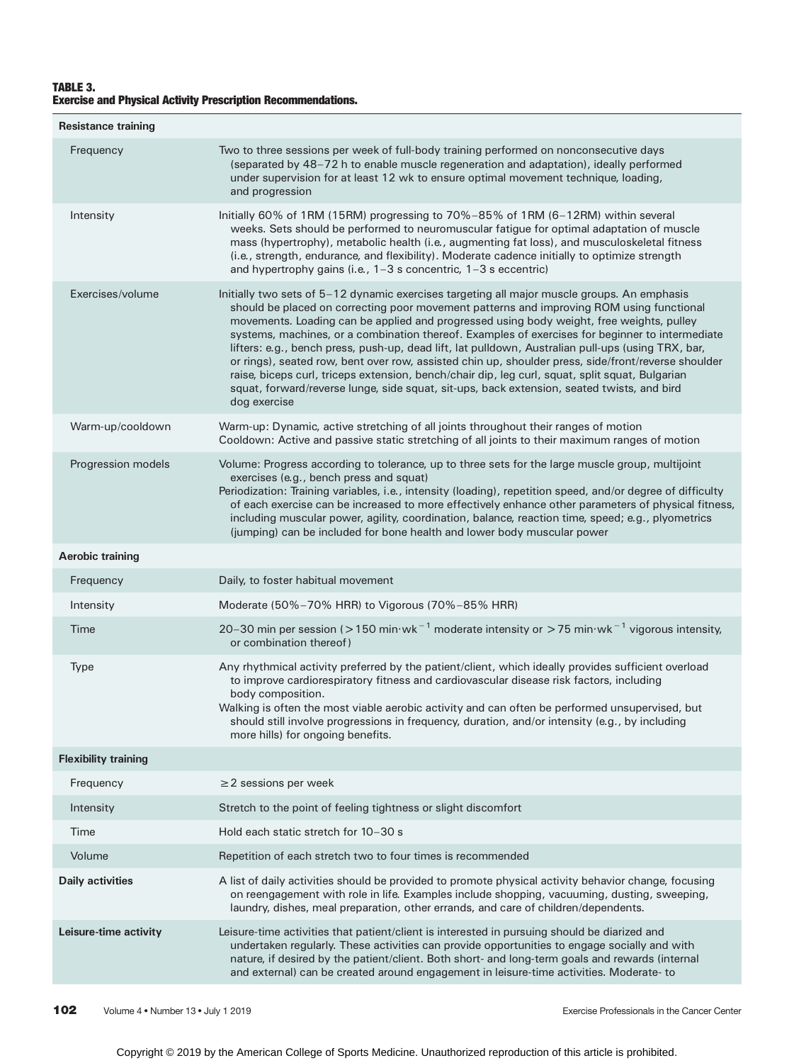**TABLE 3.**
**Exercise and Physical Activity Prescription Recommendations.**

| | |
|---|---|
| **Resistance training** | |
| Frequency | Two to three sessions per week of full-body training performed on nonconsecutive days (separated by 48–72 h to enable muscle regeneration and adaptation), ideally performed under supervision for at least 12 wk to ensure optimal movement technique, loading, and progression |
| Intensity | Initially 60% of 1RM (15RM) progressing to 70%–85% of 1RM (6–12RM) within several weeks. Sets should be performed to neuromuscular fatigue for optimal adaptation of muscle mass (hypertrophy), metabolic health (i.e., augmenting fat loss), and musculoskeletal fitness (i.e., strength, endurance, and flexibility). Moderate cadence initially to optimize strength and hypertrophy gains (i.e., 1–3 s concentric, 1–3 s eccentric) |
| Exercises/volume | Initially two sets of 5–12 dynamic exercises targeting all major muscle groups. An emphasis should be placed on correcting poor movement patterns and improving ROM using functional movements. Loading can be applied and progressed using body weight, free weights, pulley systems, machines, or a combination thereof. Examples of exercises for beginner to intermediate lifters: e.g., bench press, push-up, dead lift, lat pulldown, Australian pull-ups (using TRX, bar, or rings), seated row, bent over row, assisted chin up, shoulder press, side/front/reverse shoulder raise, biceps curl, triceps extension, bench/chair dip, leg curl, squat, split squat, Bulgarian squat, forward/reverse lunge, side squat, sit-ups, back extension, seated twists, and bird dog exercise |
| Warm-up/cooldown | Warm-up: Dynamic, active stretching of all joints throughout their ranges of motion<br>Cooldown: Active and passive static stretching of all joints to their maximum ranges of motion |
| Progression models | Volume: Progress according to tolerance, up to three sets for the large muscle group, multijoint exercises (e.g., bench press and squat)<br>Periodization: Training variables, i.e., intensity (loading), repetition speed, and/or degree of difficulty of each exercise can be increased to more effectively enhance other parameters of physical fitness, including muscular power, agility, coordination, balance, reaction time, speed; e.g., plyometrics (jumping) can be included for bone health and lower body muscular power |
| **Aerobic training** | |
| Frequency | Daily, to foster habitual movement |
| Intensity | Moderate (50%–70% HRR) to Vigorous (70%–85% HRR) |
| Time | 20–30 min per session (>150 min·wk$^{-1}$ moderate intensity or >75 min·wk$^{-1}$ vigorous intensity, or combination thereof) |
| Type | Any rhythmical activity preferred by the patient/client, which ideally provides sufficient overload to improve cardiorespiratory fitness and cardiovascular disease risk factors, including body composition.<br>Walking is often the most viable aerobic activity and can often be performed unsupervised, but should still involve progressions in frequency, duration, and/or intensity (e.g., by including more hills) for ongoing benefits. |
| **Flexibility training** | |
| Frequency | ≥2 sessions per week |
| Intensity | Stretch to the point of feeling tightness or slight discomfort |
| Time | Hold each static stretch for 10–30 s |
| Volume | Repetition of each stretch two to four times is recommended |
| **Daily activities** | A list of daily activities should be provided to promote physical activity behavior change, focusing on reengagement with role in life. Examples include shopping, vacuuming, dusting, sweeping, laundry, dishes, meal preparation, other errands, and care of children/dependents. |
| **Leisure-time activity** | Leisure-time activities that patient/client is interested in pursuing should be diarized and undertaken regularly. These activities can provide opportunities to engage socially and with nature, if desired by the patient/client. Both short- and long-term goals and rewards (internal and external) can be created around engagement in leisure-time activities. Moderate- to |

Copyright © 2019 by the American College of Sports Medicine. Unauthorized reproduction of this article is prohibited.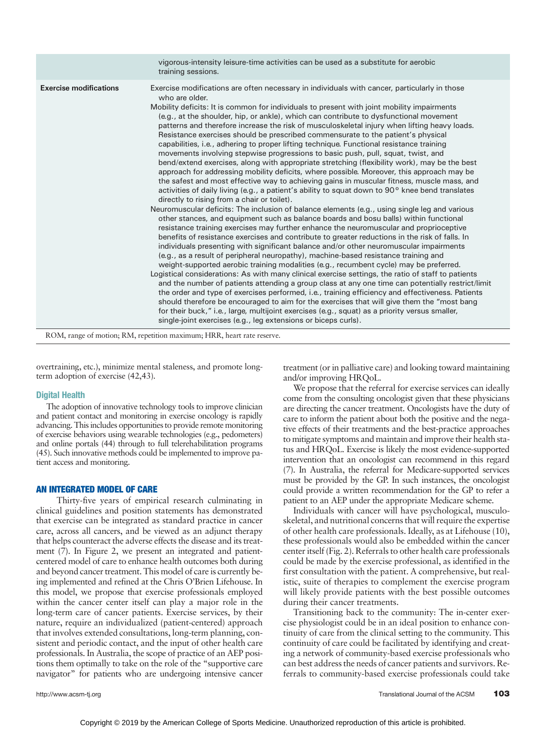| | |
|---|---|
| | vigorous-intensity leisure-time activities can be used as a substitute for aerobic training sessions. |
| **Exercise modifications** | Exercise modifications are often necessary in individuals with cancer, particularly in those who are older.<br>Mobility deficits: It is common for individuals to present with joint mobility impairments (e.g., at the shoulder, hip, or ankle), which can contribute to dysfunctional movement patterns and therefore increase the risk of musculoskeletal injury when lifting heavy loads. Resistance exercises should be prescribed commensurate to the patient's physical capabilities, i.e., adhering to proper lifting technique. Functional resistance training movements involving stepwise progressions to basic push, pull, squat, twist, and bend/extend exercises, along with appropriate stretching (flexibility work), may be the best approach for addressing mobility deficits, where possible. Moreover, this approach may be the safest and most effective way to achieving gains in muscular fitness, muscle mass, and activities of daily living (e.g., a patient's ability to squat down to 90° knee bend translates directly to rising from a chair or toilet).<br>Neuromuscular deficits: The inclusion of balance elements (e.g., using single leg and various other stances, and equipment such as balance boards and bosu balls) within functional resistance training exercises may further enhance the neuromuscular and proprioceptive benefits of resistance exercises and contribute to greater reductions in the risk of falls. In individuals presenting with significant balance and/or other neuromuscular impairments (e.g., as a result of peripheral neuropathy), machine-based resistance training and weight-supported aerobic training modalities (e.g., recumbent cycle) may be preferred.<br>Logistical considerations: As with many clinical exercise settings, the ratio of staff to patients and the number of patients attending a group class at any one time can potentially restrict/limit the order and type of exercises performed, i.e., training efficiency and effectiveness. Patients should therefore be encouraged to aim for the exercises that will give them the "most bang for their buck," i.e., large, multijoint exercises (e.g., squat) as a priority versus smaller, single-joint exercises (e.g., leg extensions or biceps curls). |

ROM, range of motion; RM, repetition maximum; HRR, heart rate reserve.

overtraining, etc.), minimize mental staleness, and promote long-term adoption of exercise (42,43).

### Digital Health

The adoption of innovative technology tools to improve clinician and patient contact and monitoring in exercise oncology is rapidly advancing. This includes opportunities to provide remote monitoring of exercise behaviors using wearable technologies (e.g., pedometers) and online portals (44) through to full telerehabilitation programs (45). Such innovative methods could be implemented to improve patient access and monitoring.

## AN INTEGRATED MODEL OF CARE

Thirty-five years of empirical research culminating in clinical guidelines and position statements has demonstrated that exercise can be integrated as standard practice in cancer care, across all cancers, and be viewed as an adjunct therapy that helps counteract the adverse effects the disease and its treatment (7). In Figure 2, we present an integrated and patient-centered model of care to enhance health outcomes both during and beyond cancer treatment. This model of care is currently being implemented and refined at the Chris O'Brien Lifehouse. In this model, we propose that exercise professionals employed within the cancer center itself can play a major role in the long-term care of cancer patients. Exercise services, by their nature, require an individualized (patient-centered) approach that involves extended consultations, long-term planning, consistent and periodic contact, and the input of other health care professionals. In Australia, the scope of practice of an AEP positions them optimally to take on the role of the "supportive care navigator" for patients who are undergoing intensive cancer treatment (or in palliative care) and looking toward maintaining and/or improving HRQoL.

We propose that the referral for exercise services can ideally come from the consulting oncologist given that these physicians are directing the cancer treatment. Oncologists have the duty of care to inform the patient about both the positive and the negative effects of their treatments and the best-practice approaches to mitigate symptoms and maintain and improve their health status and HRQoL. Exercise is likely the most evidence-supported intervention that an oncologist can recommend in this regard (7). In Australia, the referral for Medicare-supported services must be provided by the GP. In such instances, the oncologist could provide a written recommendation for the GP to refer a patient to an AEP under the appropriate Medicare scheme.

Individuals with cancer will have psychological, musculoskeletal, and nutritional concerns that will require the expertise of other health care professionals. Ideally, as at Lifehouse (10), these professionals would also be embedded within the cancer center itself (Fig. 2). Referrals to other health care professionals could be made by the exercise professional, as identified in the first consultation with the patient. A comprehensive, but realistic, suite of therapies to complement the exercise program will likely provide patients with the best possible outcomes during their cancer treatments.

Transitioning back to the community: The in-center exercise physiologist could be in an ideal position to enhance continuity of care from the clinical setting to the community. This continuity of care could be facilitated by identifying and creating a network of community-based exercise professionals who can best address the needs of cancer patients and survivors. Referrals to community-based exercise professionals could take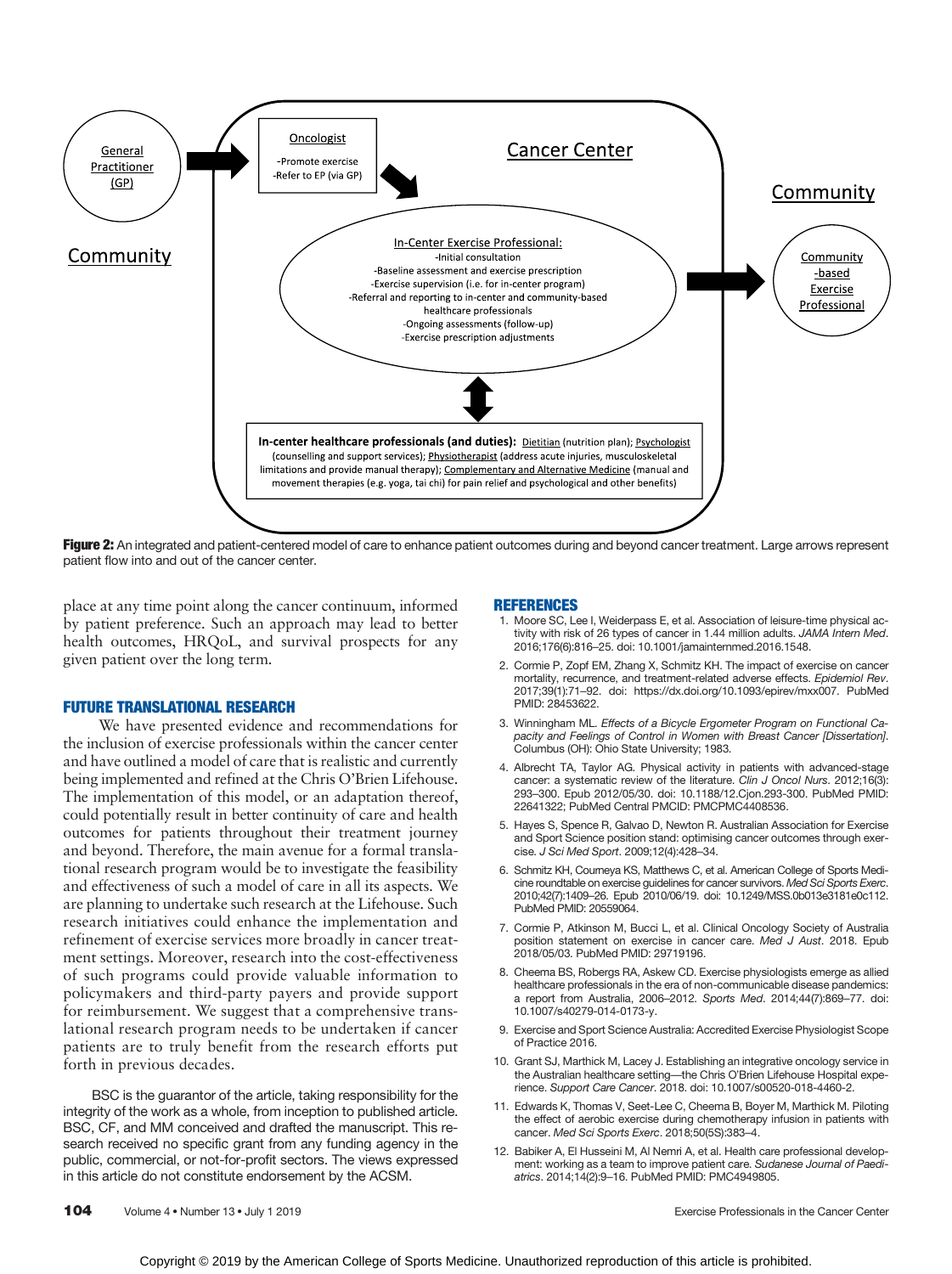General Practitioner (GP)

Community

Oncologist

-Promote exercise
-Refer to EP (via GP)

Cancer Center

Community

In-Center Exercise Professional:
-Initial consultation
-Baseline assessment and exercise prescription
-Exercise supervision (i.e. for in-center program)
-Referral and reporting to in-center and community-based healthcare professionals
-Ongoing assessments (follow-up)
-Exercise prescription adjustments

Community-based Exercise Professional

**In-center healthcare professionals (and duties):** Dietitian (nutrition plan); Psychologist (counselling and support services); Physiotherapist (address acute injuries, musculoskeletal limitations and provide manual therapy); Complementary and Alternative Medicine (manual and movement therapies (e.g. yoga, tai chi) for pain relief and psychological and other benefits)

**Figure 2:** An integrated and patient-centered model of care to enhance patient outcomes during and beyond cancer treatment. Large arrows represent patient flow into and out of the cancer center.

place at any time point along the cancer continuum, informed by patient preference. Such an approach may lead to better health outcomes, HRQoL, and survival prospects for any given patient over the long term.

## FUTURE TRANSLATIONAL RESEARCH

We have presented evidence and recommendations for the inclusion of exercise professionals within the cancer center and have outlined a model of care that is realistic and currently being implemented and refined at the Chris O'Brien Lifehouse. The implementation of this model, or an adaptation thereof, could potentially result in better continuity of care and health outcomes for patients throughout their treatment journey and beyond. Therefore, the main avenue for a formal translational research program would be to investigate the feasibility and effectiveness of such a model of care in all its aspects. We are planning to undertake such research at the Lifehouse. Such research initiatives could enhance the implementation and refinement of exercise services more broadly in cancer treatment settings. Moreover, research into the cost-effectiveness of such programs could provide valuable information to policymakers and third-party payers and provide support for reimbursement. We suggest that a comprehensive translational research program needs to be undertaken if cancer patients are to truly benefit from the research efforts put forth in previous decades.

BSC is the guarantor of the article, taking responsibility for the integrity of the work as a whole, from inception to published article. BSC, CF, and MM conceived and drafted the manuscript. This research received no specific grant from any funding agency in the public, commercial, or not-for-profit sectors. The views expressed in this article do not constitute endorsement by the ACSM.

## REFERENCES

1. Moore SC, Lee I, Weiderpass E, et al. Association of leisure-time physical activity with risk of 26 types of cancer in 1.44 million adults. *JAMA Intern Med*. 2016;176(6):816–25. doi: 10.1001/jamainternmed.2016.1548.
2. Cormie P, Zopf EM, Zhang X, Schmitz KH. The impact of exercise on cancer mortality, recurrence, and treatment-related adverse effects. *Epidemiol Rev*. 2017;39(1):71–92. doi: https://dx.doi.org/10.1093/epirev/mxx007. PubMed PMID: 28453622.
3. Winningham ML. *Effects of a Bicycle Ergometer Program on Functional Capacity and Feelings of Control in Women with Breast Cancer [Dissertation]*. Columbus (OH): Ohio State University; 1983.
4. Albrecht TA, Taylor AG. Physical activity in patients with advanced-stage cancer: a systematic review of the literature. *Clin J Oncol Nurs*. 2012;16(3):293–300. Epub 2012/05/30. doi: 10.1188/12.Cjon.293-300. PubMed PMID: 22641322; PubMed Central PMCID: PMCPMC4408536.
5. Hayes S, Spence R, Galvao D, Newton R. Australian Association for Exercise and Sport Science position stand: optimising cancer outcomes through exercise. *J Sci Med Sport*. 2009;12(4):428–34.
6. Schmitz KH, Courneya KS, Matthews C, et al. American College of Sports Medicine roundtable on exercise guidelines for cancer survivors. *Med Sci Sports Exerc*. 2010;42(7):1409–26. Epub 2010/06/19. doi: 10.1249/MSS.0b013e3181e0c112. PubMed PMID: 20559064.
7. Cormie P, Atkinson M, Bucci L, et al. Clinical Oncology Society of Australia position statement on exercise in cancer care. *Med J Aust*. 2018. Epub 2018/05/03. PubMed PMID: 29719196.
8. Cheema BS, Robergs RA, Askew CD. Exercise physiologists emerge as allied healthcare professionals in the era of non-communicable disease pandemics: a report from Australia, 2006–2012. *Sports Med*. 2014;44(7):869–77. doi: 10.1007/s40279-014-0173-y.
9. Exercise and Sport Science Australia: Accredited Exercise Physiologist Scope of Practice 2016.
10. Grant SJ, Marthick M, Lacey J. Establishing an integrative oncology service in the Australian healthcare setting—the Chris O'Brien Lifehouse Hospital experience. *Support Care Cancer*. 2018. doi: 10.1007/s00520-018-4460-2.
11. Edwards K, Thomas V, Seet-Lee C, Cheema B, Boyer M, Marthick M. Piloting the effect of aerobic exercise during chemotherapy infusion in patients with cancer. *Med Sci Sports Exerc*. 2018;50(5S):383–4.
12. Babiker A, El Husseini M, Al Nemri A, et al. Health care professional development: working as a team to improve patient care. *Sudanese Journal of Paediatrics*. 2014;14(2):9–16. PubMed PMID: PMC4949805.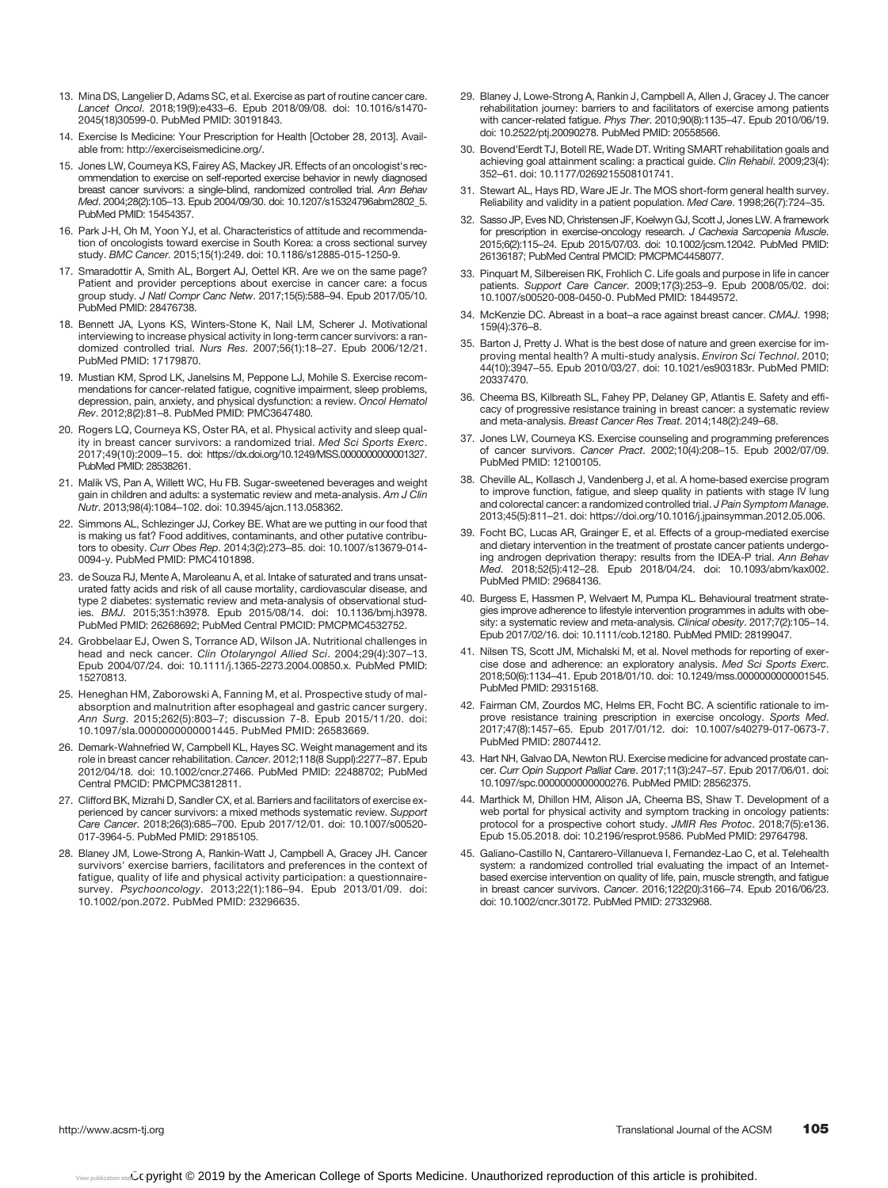13. Mina DS, Langelier D, Adams SC, et al. Exercise as part of routine cancer care. *Lancet Oncol*. 2018;19(9):e433–6. Epub 2018/09/08. doi: 10.1016/s1470-2045(18)30599-0. PubMed PMID: 30191843.

14. Exercise Is Medicine: Your Prescription for Health [October 28, 2013]. Available from: http://exercisesmedicine.org/.

15. Jones LW, Courneya KS, Fairey AS, Mackey JR. Effects of an oncologist's recommendation to exercise on self-reported exercise behavior in newly diagnosed breast cancer survivors: a single-blind, randomized controlled trial. *Ann Behav Med*. 2004;28(2):105–13. Epub 2004/09/30. doi: 10.1207/s15324796abm2802_5. PubMed PMID: 15454357.

16. Park J-H, Oh M, Yoon YJ, et al. Characteristics of attitude and recommendation of oncologists toward exercise in South Korea: a cross sectional survey study. *BMC Cancer*. 2015;15(1):249. doi: 10.1186/s12885-015-1250-9.

17. Smaradottir A, Smith AL, Borgert AJ, Oettel KR. Are we on the same page? Patient and provider perceptions about exercise in cancer care: a focus group study. *J Natl Compr Canc Netw*. 2017;15(5):588–94. Epub 2017/05/10. PubMed PMID: 28476738.

18. Bennett JA, Lyons KS, Winters-Stone K, Nail LM, Scherer J. Motivational interviewing to increase physical activity in long-term cancer survivors: a randomized controlled trial. *Nurs Res*. 2007;56(1):18–27. Epub 2006/12/21. PubMed PMID: 17179870.

19. Mustian KM, Sprod LK, Janelsins M, Peppone LJ, Mohile S. Exercise recommendations for cancer-related fatigue, cognitive impairment, sleep problems, depression, pain, anxiety, and physical dysfunction: a review. *Oncol Hematol Rev*. 2012;8(2):81–8. PubMed PMID: PMC3647480.

20. Rogers LQ, Courneya KS, Oster RA, et al. Physical activity and sleep quality in breast cancer survivors: a randomized trial. *Med Sci Sports Exerc*. 2017;49(10):2009–15. doi: https://dx.doi.org/10.1249/MSS.0000000000001327. PubMed PMID: 28538261.

21. Malik VS, Pan A, Willett WC, Hu FB. Sugar-sweetened beverages and weight gain in children and adults: a systematic review and meta-analysis. *Am J Clin Nutr*. 2013;98(4):1084–102. doi: 10.3945/ajcn.113.058362.

22. Simmons AL, Schlezinger JJ, Corkey BE. What are we putting in our food that is making us fat? Food additives, contaminants, and other putative contributors to obesity. *Curr Obes Rep*. 2014;3(2):273–85. doi: 10.1007/s13679-014-0094-y. PubMed PMID: PMC4101898.

23. de Souza RJ, Mente A, Maroleanu A, et al. Intake of saturated and trans unsaturated fatty acids and risk of all cause mortality, cardiovascular disease, and type 2 diabetes: systematic review and meta-analysis of observational studies. *BMJ*. 2015;351:h3978. Epub 2015/08/14. doi: 10.1136/bmj.h3978. PubMed PMID: 26268692; PubMed Central PMCID: PMCPMC4532752.

24. Grobbelaar EJ, Owen S, Torrance AD, Wilson JA. Nutritional challenges in head and neck cancer. *Clin Otolaryngol Allied Sci*. 2004;29(4):307–13. Epub 2004/07/24. doi: 10.1111/j.1365-2273.2004.00850.x. PubMed PMID: 15270813.

25. Heneghan HM, Zaborowski A, Fanning M, et al. Prospective study of malabsorption and malnutrition after esophageal and gastric cancer surgery. *Ann Surg*. 2015;262(5):803–7; discussion 7-8. Epub 2015/11/20. doi: 10.1097/sla.0000000000001445. PubMed PMID: 26583669.

26. Demark-Wahnefried W, Campbell KL, Hayes SC. Weight management and its role in breast cancer rehabilitation. *Cancer*. 2012;118(8 Suppl):2277–87. Epub 2012/04/18. doi: 10.1002/cncr.27466. PubMed PMID: 22488702; PubMed Central PMCID: PMCPMC3812811.

27. Clifford BK, Mizrahi D, Sandler CX, et al. Barriers and facilitators of exercise experienced by cancer survivors: a mixed methods systematic review. *Support Care Cancer*. 2018;26(3):685–700. Epub 2017/12/01. doi: 10.1007/s00520-017-3964-5. PubMed PMID: 29185105.

28. Blaney JM, Lowe-Strong A, Rankin-Watt J, Campbell A, Gracey JH. Cancer survivors' exercise barriers, facilitators and preferences in the context of fatigue, quality of life and physical activity participation: a questionnaire-survey. *Psychooncology*. 2013;22(1):186–94. Epub 2013/01/09. doi: 10.1002/pon.2072. PubMed PMID: 23296635.

29. Blaney J, Lowe-Strong A, Rankin J, Campbell A, Allen J, Gracey J. The cancer rehabilitation journey: barriers to and facilitators of exercise among patients with cancer-related fatigue. *Phys Ther*. 2010;90(8):1135–47. Epub 2010/06/19. doi: 10.2522/ptj.20090278. PubMed PMID: 20558566.

30. Bovend'Eerdt TJ, Botell RE, Wade DT. Writing SMART rehabilitation goals and achieving goal attainment scaling: a practical guide. *Clin Rehabil*. 2009;23(4): 352–61. doi: 10.1177/0269215508101741.

31. Stewart AL, Hays RD, Ware JE Jr. The MOS short-form general health survey. Reliability and validity in a patient population. *Med Care*. 1998;26(7):724–35.

32. Sasso JP, Eves ND, Christensen JF, Koelwyn GJ, Scott J, Jones LW. A framework for prescription in exercise-oncology research. *J Cachexia Sarcopenia Muscle*. 2015;6(2):115–24. Epub 2015/07/03. doi: 10.1002/jcsm.12042. PubMed PMID: 26136187; PubMed Central PMCID: PMCPMC4458077.

33. Pinquart M, Silbereisen RK, Frohlich C. Life goals and purpose in life in cancer patients. *Support Care Cancer*. 2009;17(3):253–9. Epub 2008/05/02. doi: 10.1007/s00520-008-0450-0. PubMed PMID: 18449572.

34. McKenzie DC. Abreast in a boat–a race against breast cancer. *CMAJ*. 1998; 159(4):376–8.

35. Barton J, Pretty J. What is the best dose of nature and green exercise for improving mental health? A multi-study analysis. *Environ Sci Technol*. 2010; 44(10):3947–55. Epub 2010/03/27. doi: 10.1021/es903183r. PubMed PMID: 20337470.

36. Cheema BS, Kilbreath SL, Fahey PP, Delaney GP, Atlantis E. Safety and efficacy of progressive resistance training in breast cancer: a systematic review and meta-analysis. *Breast Cancer Res Treat*. 2014;148(2):249–68.

37. Jones LW, Courneya KS. Exercise counseling and programming preferences of cancer survivors. *Cancer Pract*. 2002;10(4):208–15. Epub 2002/07/09. PubMed PMID: 12100105.

38. Cheville AL, Kollasch J, Vandenberg J, et al. A home-based exercise program to improve function, fatigue, and sleep quality in patients with stage IV lung and colorectal cancer: a randomized controlled trial. *J Pain Symptom Manage*. 2013;45(5):811–21. doi: https://doi.org/10.1016/j.jpainsymman.2012.05.006.

39. Focht BC, Lucas AR, Grainger E, et al. Effects of a group-mediated exercise and dietary intervention in the treatment of prostate cancer patients undergoing androgen deprivation therapy: results from the IDEA-P trial. *Ann Behav Med*. 2018;52(5):412–28. Epub 2018/04/24. doi: 10.1093/abm/kax002. PubMed PMID: 29684136.

40. Burgess E, Hassmen P, Welvaert M, Pumpa KL. Behavioural treatment strategies improve adherence to lifestyle intervention programmes in adults with obesity: a systematic review and meta-analysis. *Clinical obesity*. 2017;7(2):105–14. Epub 2017/02/16. doi: 10.1111/cob.12180. PubMed PMID: 28199047.

41. Nilsen TS, Scott JM, Michalski M, et al. Novel methods for reporting of exercise dose and adherence: an exploratory analysis. *Med Sci Sports Exerc*. 2018;50(6):1134–41. Epub 2018/01/10. doi: 10.1249/mss.0000000000001545. PubMed PMID: 29315168.

42. Fairman CM, Zourdos MC, Helms ER, Focht BC. A scientific rationale to improve resistance training prescription in exercise oncology. *Sports Med*. 2017;47(8):1457–65. Epub 2017/01/12. doi: 10.1007/s40279-017-0673-7. PubMed PMID: 28074412.

43. Hart NH, Galvao DA, Newton RU. Exercise medicine for advanced prostate cancer. *Curr Opin Support Palliat Care*. 2017;11(3):247–57. Epub 2017/06/01. doi: 10.1097/spc.0000000000000276. PubMed PMID: 28562375.

44. Marthick M, Dhillon HM, Alison JA, Cheema BS, Shaw T. Development of a web portal for physical activity and symptom tracking in oncology patients: protocol for a prospective cohort study. *JMIR Res Protoc*. 2018;7(5):e136. Epub 15.05.2018. doi: 10.2196/resprot.9586. PubMed PMID: 29764798.

45. Galiano-Castillo N, Cantarero-Villanueva I, Fernandez-Lao C, et al. Telehealth system: a randomized controlled trial evaluating the impact of an Internet-based exercise intervention on quality of life, pain, muscle strength, and fatigue in breast cancer survivors. *Cancer*. 2016;122(20):3166–74. Epub 2016/06/23. doi: 10.1002/cncr.30172. PubMed PMID: 27332968.